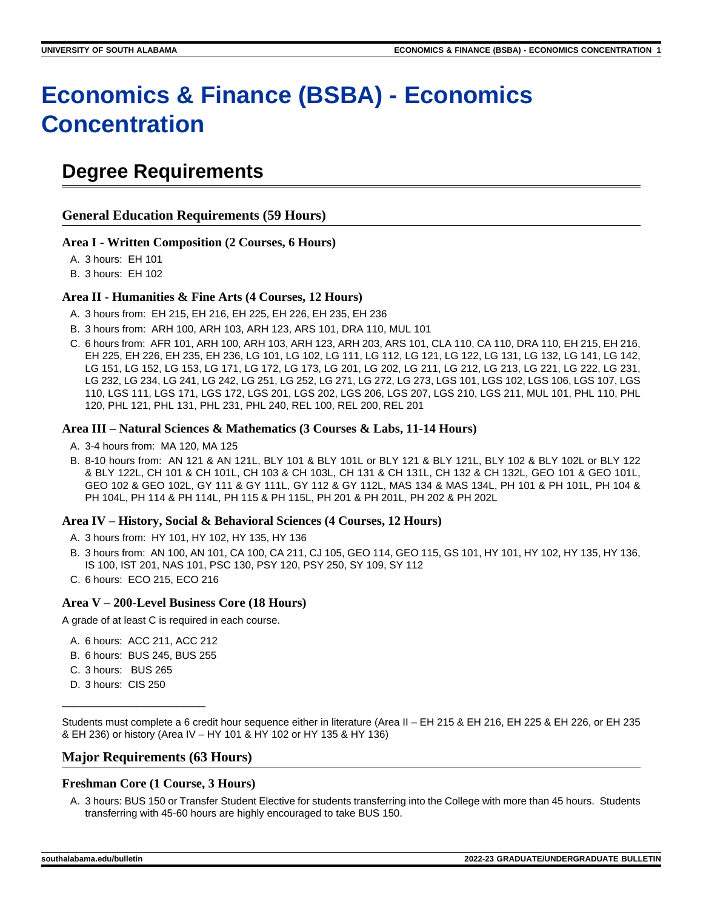# Economics & Finance (BSBA) - Economics Concentration

## Degree Requirements

### General Education Requirements (59 Hours)

#### Area I - Written Composition (2 Courses, 6 Hours)

A. 3 hours: EH 101
B. 3 hours: EH 102

#### Area II - Humanities & Fine Arts (4 Courses, 12 Hours)

A. 3 hours from: EH 215, EH 216, EH 225, EH 226, EH 235, EH 236
B. 3 hours from: ARH 100, ARH 103, ARH 123, ARS 101, DRA 110, MUL 101
C. 6 hours from: AFR 101, ARH 100, ARH 103, ARH 123, ARH 203, ARS 101, CLA 110, CA 110, DRA 110, EH 215, EH 216, EH 225, EH 226, EH 235, EH 236, LG 101, LG 102, LG 111, LG 112, LG 121, LG 122, LG 131, LG 132, LG 141, LG 142, LG 151, LG 152, LG 153, LG 171, LG 172, LG 173, LG 201, LG 202, LG 211, LG 212, LG 213, LG 221, LG 222, LG 231, LG 232, LG 234, LG 241, LG 242, LG 251, LG 252, LG 271, LG 272, LG 273, LGS 101, LGS 102, LGS 106, LGS 107, LGS 110, LGS 111, LGS 171, LGS 172, LGS 201, LGS 202, LGS 206, LGS 207, LGS 210, LGS 211, MUL 101, PHL 110, PHL 120, PHL 121, PHL 131, PHL 231, PHL 240, REL 100, REL 200, REL 201

#### Area III – Natural Sciences & Mathematics (3 Courses & Labs, 11-14 Hours)

A. 3-4 hours from: MA 120, MA 125
B. 8-10 hours from: AN 121 & AN 121L, BLY 101 & BLY 101L or BLY 121 & BLY 121L, BLY 102 & BLY 102L or BLY 122 & BLY 122L, CH 101 & CH 101L, CH 103 & CH 103L, CH 131 & CH 131L, CH 132 & CH 132L, GEO 101 & GEO 101L, GEO 102 & GEO 102L, GY 111 & GY 111L, GY 112 & GY 112L, MAS 134 & MAS 134L, PH 101 & PH 101L, PH 104 & PH 104L, PH 114 & PH 114L, PH 115 & PH 115L, PH 201 & PH 201L, PH 202 & PH 202L

#### Area IV – History, Social & Behavioral Sciences (4 Courses, 12 Hours)

A. 3 hours from: HY 101, HY 102, HY 135, HY 136
B. 3 hours from: AN 100, AN 101, CA 100, CA 211, CJ 105, GEO 114, GEO 115, GS 101, HY 101, HY 102, HY 135, HY 136, IS 100, IST 201, NAS 101, PSC 130, PSY 120, PSY 250, SY 109, SY 112
C. 6 hours: ECO 215, ECO 216

#### Area V – 200-Level Business Core (18 Hours)

A grade of at least C is required in each course.

A. 6 hours: ACC 211, ACC 212
B. 6 hours: BUS 245, BUS 255
C. 3 hours: BUS 265
D. 3 hours: CIS 250

---

Students must complete a 6 credit hour sequence either in literature (Area II – EH 215 & EH 216, EH 225 & EH 226, or EH 235 & EH 236) or history (Area IV – HY 101 & HY 102 or HY 135 & HY 136)

### Major Requirements (63 Hours)

#### Freshman Core (1 Course, 3 Hours)

A. 3 hours: BUS 150 or Transfer Student Elective for students transferring into the College with more than 45 hours. Students transferring with 45-60 hours are highly encouraged to take BUS 150.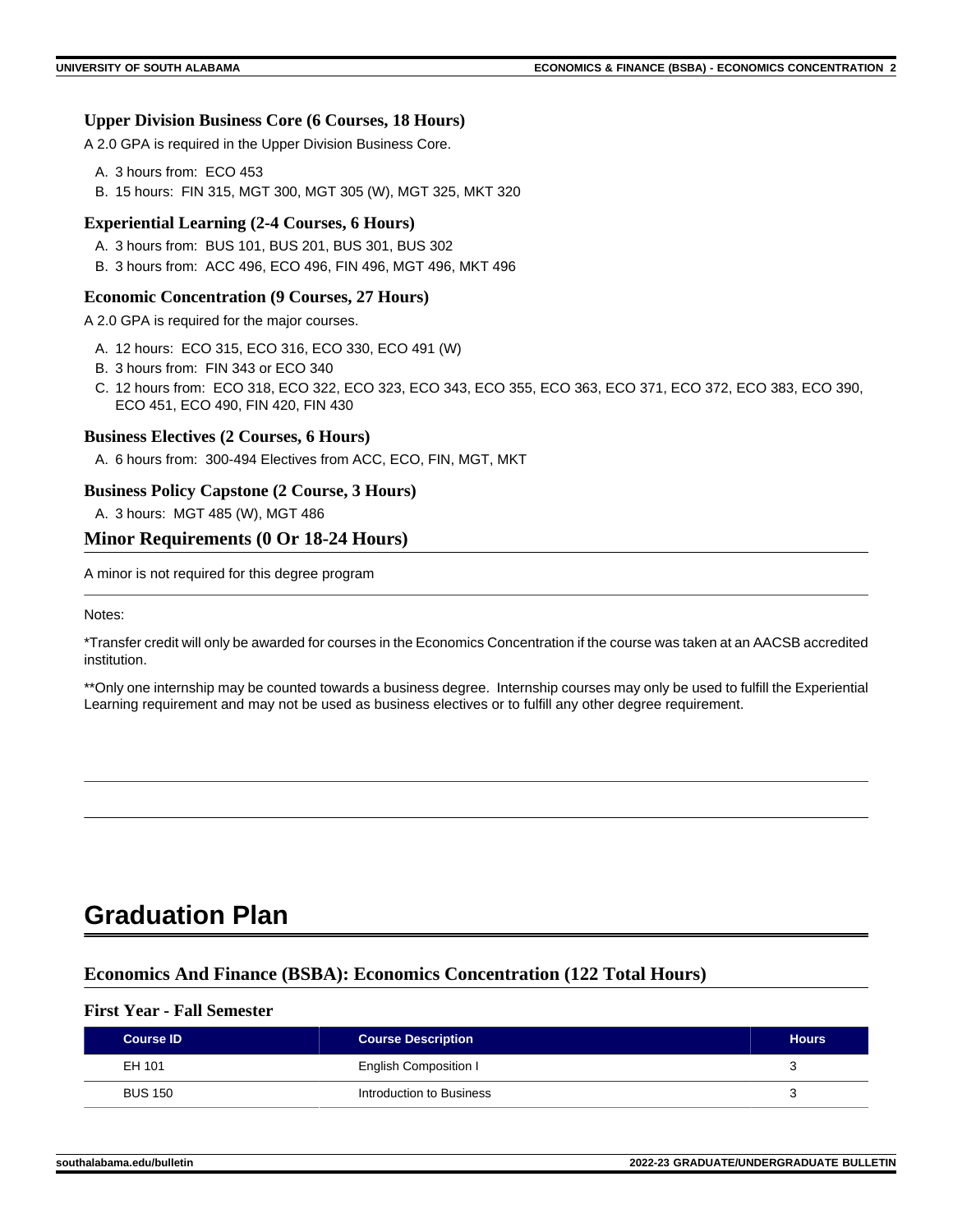### Upper Division Business Core (6 Courses, 18 Hours)

A 2.0 GPA is required in the Upper Division Business Core.

A. 3 hours from: ECO 453
B. 15 hours: FIN 315, MGT 300, MGT 305 (W), MGT 325, MKT 320

### Experiential Learning (2-4 Courses, 6 Hours)

A. 3 hours from: BUS 101, BUS 201, BUS 301, BUS 302
B. 3 hours from: ACC 496, ECO 496, FIN 496, MGT 496, MKT 496

### Economic Concentration (9 Courses, 27 Hours)

A 2.0 GPA is required for the major courses.

A. 12 hours: ECO 315, ECO 316, ECO 330, ECO 491 (W)
B. 3 hours from: FIN 343 or ECO 340
C. 12 hours from: ECO 318, ECO 322, ECO 323, ECO 343, ECO 355, ECO 363, ECO 371, ECO 372, ECO 383, ECO 390, ECO 451, ECO 490, FIN 420, FIN 430

### Business Electives (2 Courses, 6 Hours)

A. 6 hours from: 300-494 Electives from ACC, ECO, FIN, MGT, MKT

### Business Policy Capstone (2 Course, 3 Hours)

A. 3 hours: MGT 485 (W), MGT 486

## Minor Requirements (0 Or 18-24 Hours)

A minor is not required for this degree program

Notes:

*Transfer credit will only be awarded for courses in the Economics Concentration if the course was taken at an AACSB accredited institution.

**Only one internship may be counted towards a business degree. Internship courses may only be used to fulfill the Experiential Learning requirement and may not be used as business electives or to fulfill any other degree requirement.

# Graduation Plan

## Economics And Finance (BSBA): Economics Concentration (122 Total Hours)

### First Year - Fall Semester

| Course ID | Course Description | Hours |
| --- | --- | --- |
| EH 101 | English Composition I | 3 |
| BUS 150 | Introduction to Business | 3 |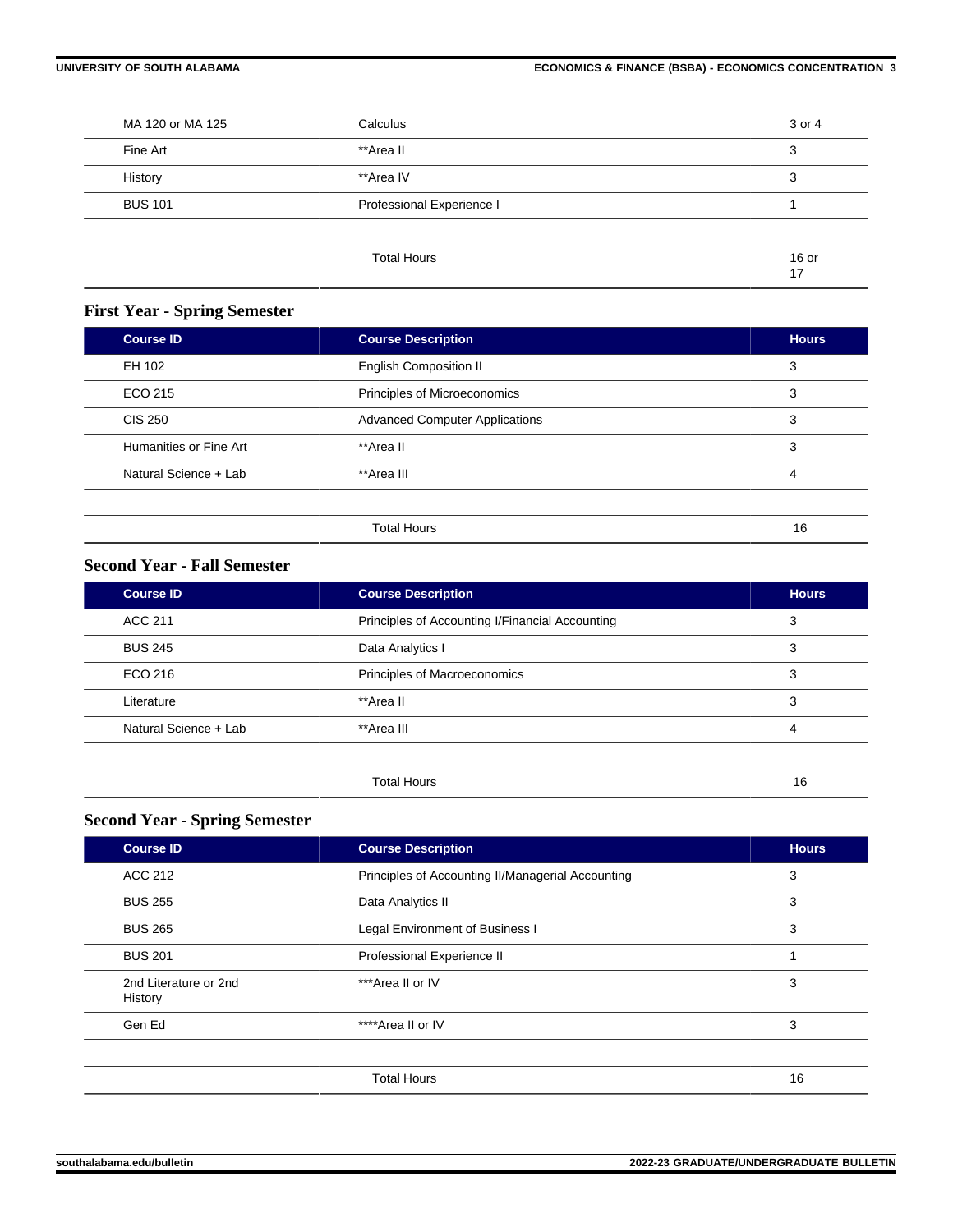| | | |
|---|---|---|
| MA 120 or MA 125 | Calculus | 3 or 4 |
| Fine Art | **Area II | 3 |
| History | **Area IV | 3 |
| BUS 101 | Professional Experience I | 1 |
| | Total Hours | 16 or 17 |

### First Year - Spring Semester

| Course ID | Course Description | Hours |
|---|---|---|
| EH 102 | English Composition II | 3 |
| ECO 215 | Principles of Microeconomics | 3 |
| CIS 250 | Advanced Computer Applications | 3 |
| Humanities or Fine Art | **Area II | 3 |
| Natural Science + Lab | **Area III | 4 |
| | Total Hours | 16 |

### Second Year - Fall Semester

| Course ID | Course Description | Hours |
|---|---|---|
| ACC 211 | Principles of Accounting I/Financial Accounting | 3 |
| BUS 245 | Data Analytics I | 3 |
| ECO 216 | Principles of Macroeconomics | 3 |
| Literature | **Area II | 3 |
| Natural Science + Lab | **Area III | 4 |
| | Total Hours | 16 |

### Second Year - Spring Semester

| Course ID | Course Description | Hours |
|---|---|---|
| ACC 212 | Principles of Accounting II/Managerial Accounting | 3 |
| BUS 255 | Data Analytics II | 3 |
| BUS 265 | Legal Environment of Business I | 3 |
| BUS 201 | Professional Experience II | 1 |
| 2nd Literature or 2nd History | ***Area II or IV | 3 |
| Gen Ed | ****Area II or IV | 3 |
| | Total Hours | 16 |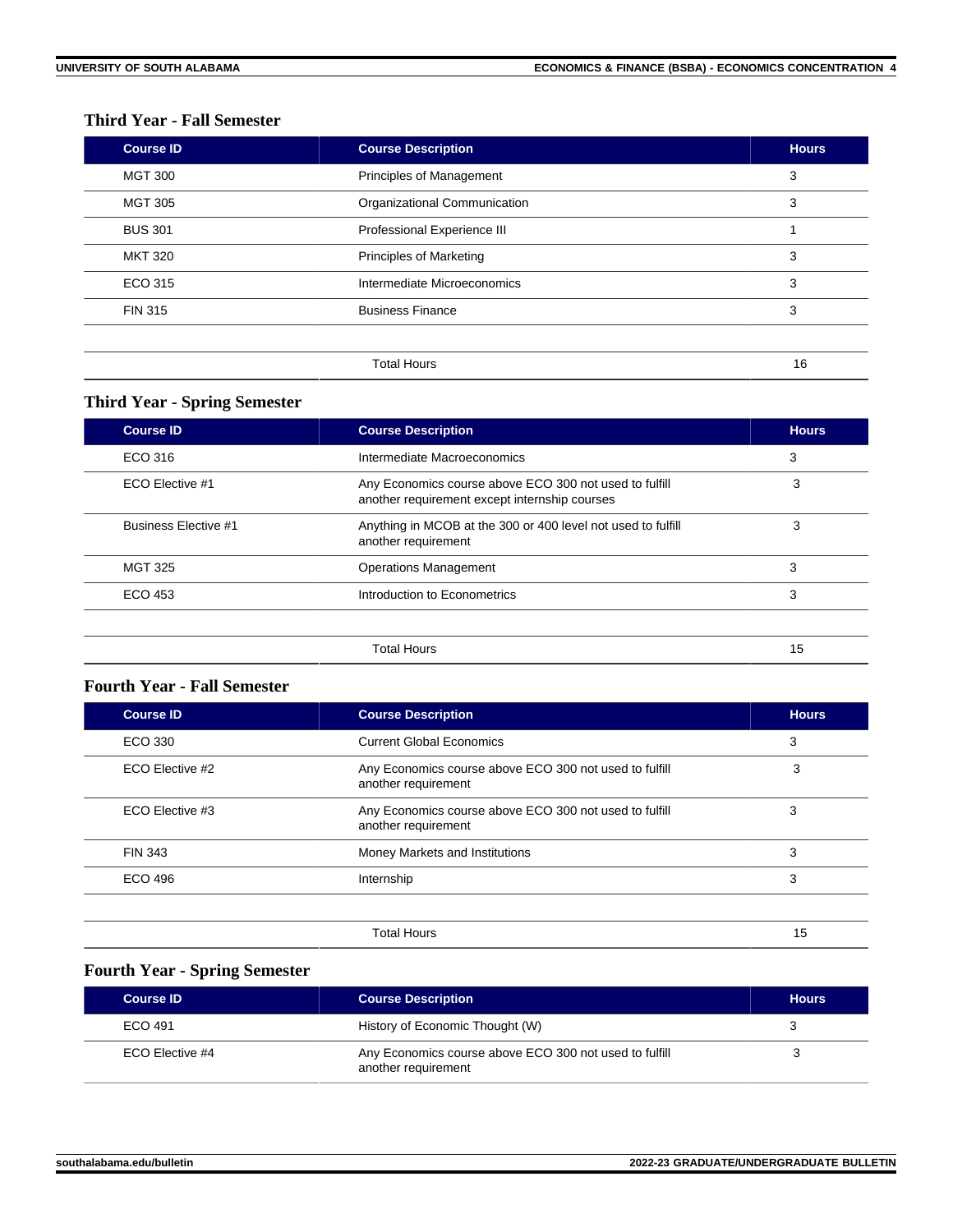### Third Year - Fall Semester

| Course ID | Course Description | Hours |
|---|---|---|
| MGT 300 | Principles of Management | 3 |
| MGT 305 | Organizational Communication | 3 |
| BUS 301 | Professional Experience III | 1 |
| MKT 320 | Principles of Marketing | 3 |
| ECO 315 | Intermediate Microeconomics | 3 |
| FIN 315 | Business Finance | 3 |
| | Total Hours | 16 |

### Third Year - Spring Semester

| Course ID | Course Description | Hours |
|---|---|---|
| ECO 316 | Intermediate Macroeconomics | 3 |
| ECO Elective #1 | Any Economics course above ECO 300 not used to fulfill another requirement except internship courses | 3 |
| Business Elective #1 | Anything in MCOB at the 300 or 400 level not used to fulfill another requirement | 3 |
| MGT 325 | Operations Management | 3 |
| ECO 453 | Introduction to Econometrics | 3 |
| | Total Hours | 15 |

### Fourth Year - Fall Semester

| Course ID | Course Description | Hours |
|---|---|---|
| ECO 330 | Current Global Economics | 3 |
| ECO Elective #2 | Any Economics course above ECO 300 not used to fulfill another requirement | 3 |
| ECO Elective #3 | Any Economics course above ECO 300 not used to fulfill another requirement | 3 |
| FIN 343 | Money Markets and Institutions | 3 |
| ECO 496 | Internship | 3 |
| | Total Hours | 15 |

### Fourth Year - Spring Semester

| Course ID | Course Description | Hours |
|---|---|---|
| ECO 491 | History of Economic Thought (W) | 3 |
| ECO Elective #4 | Any Economics course above ECO 300 not used to fulfill another requirement | 3 |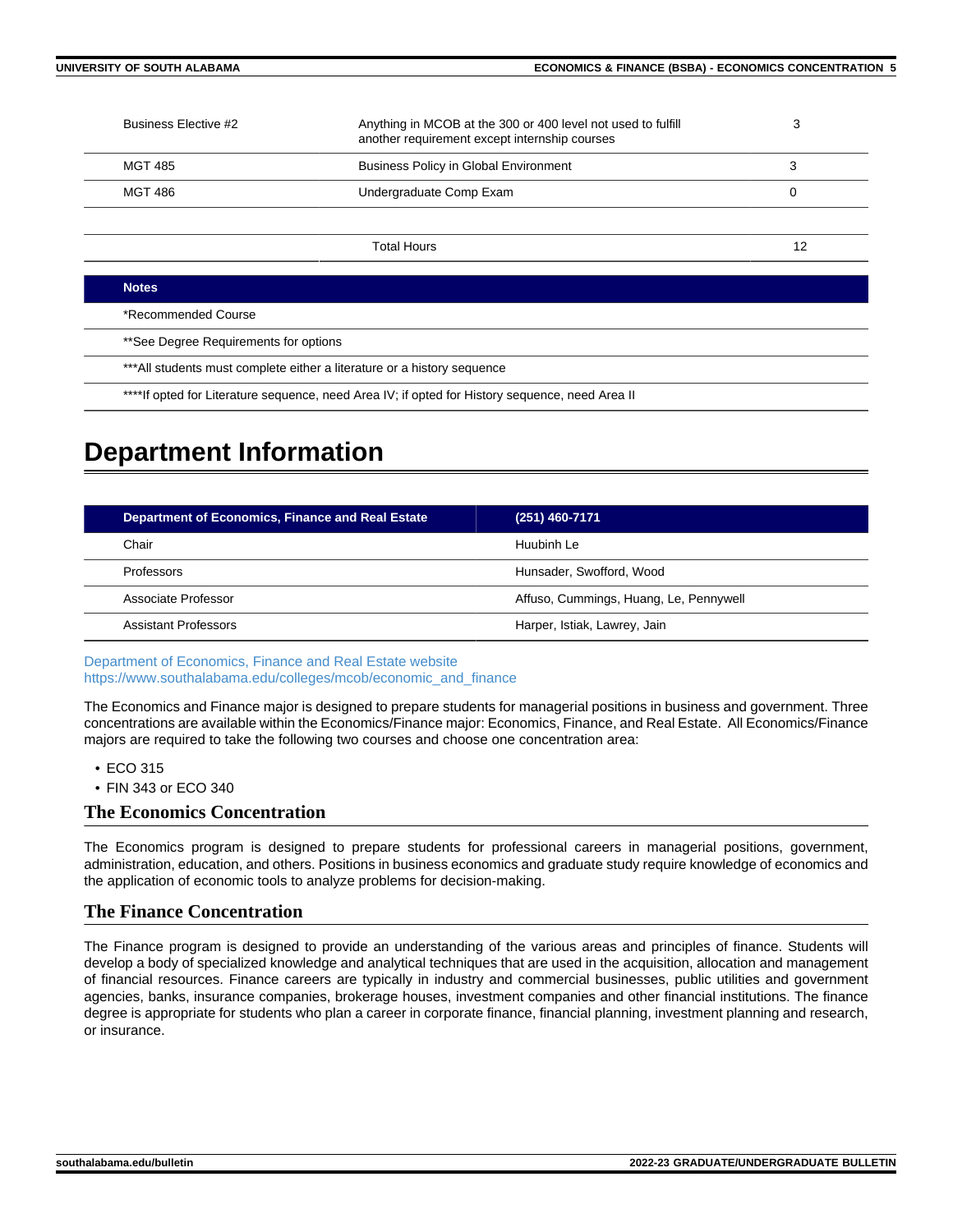| | | |
|---|---|---|
| Business Elective #2 | Anything in MCOB at the 300 or 400 level not used to fulfill another requirement except internship courses | 3 |
| MGT 485 | Business Policy in Global Environment | 3 |
| MGT 486 | Undergraduate Comp Exam | 0 |
| | | |
| | Total Hours | 12 |

| Notes |
|---|
| *Recommended Course |
| **See Degree Requirements for options |
| ***All students must complete either a literature or a history sequence |
| ****If opted for Literature sequence, need Area IV; if opted for History sequence, need Area II |

# Department Information

| Department of Economics, Finance and Real Estate | (251) 460-7171 |
|---|---|
| Chair | Huubinh Le |
| Professors | Hunsader, Swofford, Wood |
| Associate Professor | Affuso, Cummings, Huang, Le, Pennywell |
| Assistant Professors | Harper, Istiak, Lawrey, Jain |

Department of Economics, Finance and Real Estate website
https://www.southalabama.edu/colleges/mcob/economic_and_finance

The Economics and Finance major is designed to prepare students for managerial positions in business and government. Three concentrations are available within the Economics/Finance major: Economics, Finance, and Real Estate. All Economics/Finance majors are required to take the following two courses and choose one concentration area:

- ECO 315
- FIN 343 or ECO 340

## The Economics Concentration

The Economics program is designed to prepare students for professional careers in managerial positions, government, administration, education, and others. Positions in business economics and graduate study require knowledge of economics and the application of economic tools to analyze problems for decision-making.

## The Finance Concentration

The Finance program is designed to provide an understanding of the various areas and principles of finance. Students will develop a body of specialized knowledge and analytical techniques that are used in the acquisition, allocation and management of financial resources. Finance careers are typically in industry and commercial businesses, public utilities and government agencies, banks, insurance companies, brokerage houses, investment companies and other financial institutions. The finance degree is appropriate for students who plan a career in corporate finance, financial planning, investment planning and research, or insurance.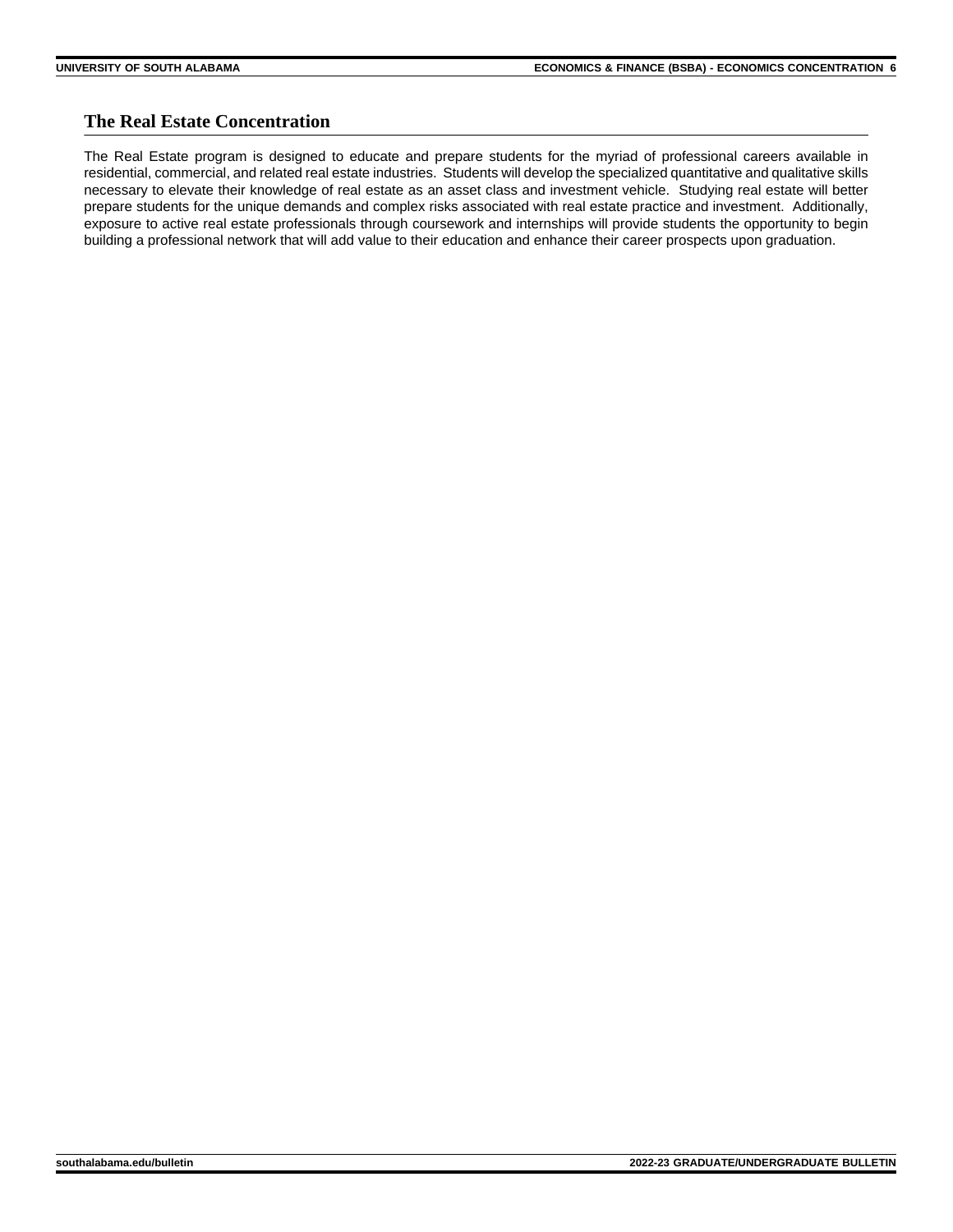## The Real Estate Concentration

The Real Estate program is designed to educate and prepare students for the myriad of professional careers available in residential, commercial, and related real estate industries. Students will develop the specialized quantitative and qualitative skills necessary to elevate their knowledge of real estate as an asset class and investment vehicle. Studying real estate will better prepare students for the unique demands and complex risks associated with real estate practice and investment. Additionally, exposure to active real estate professionals through coursework and internships will provide students the opportunity to begin building a professional network that will add value to their education and enhance their career prospects upon graduation.